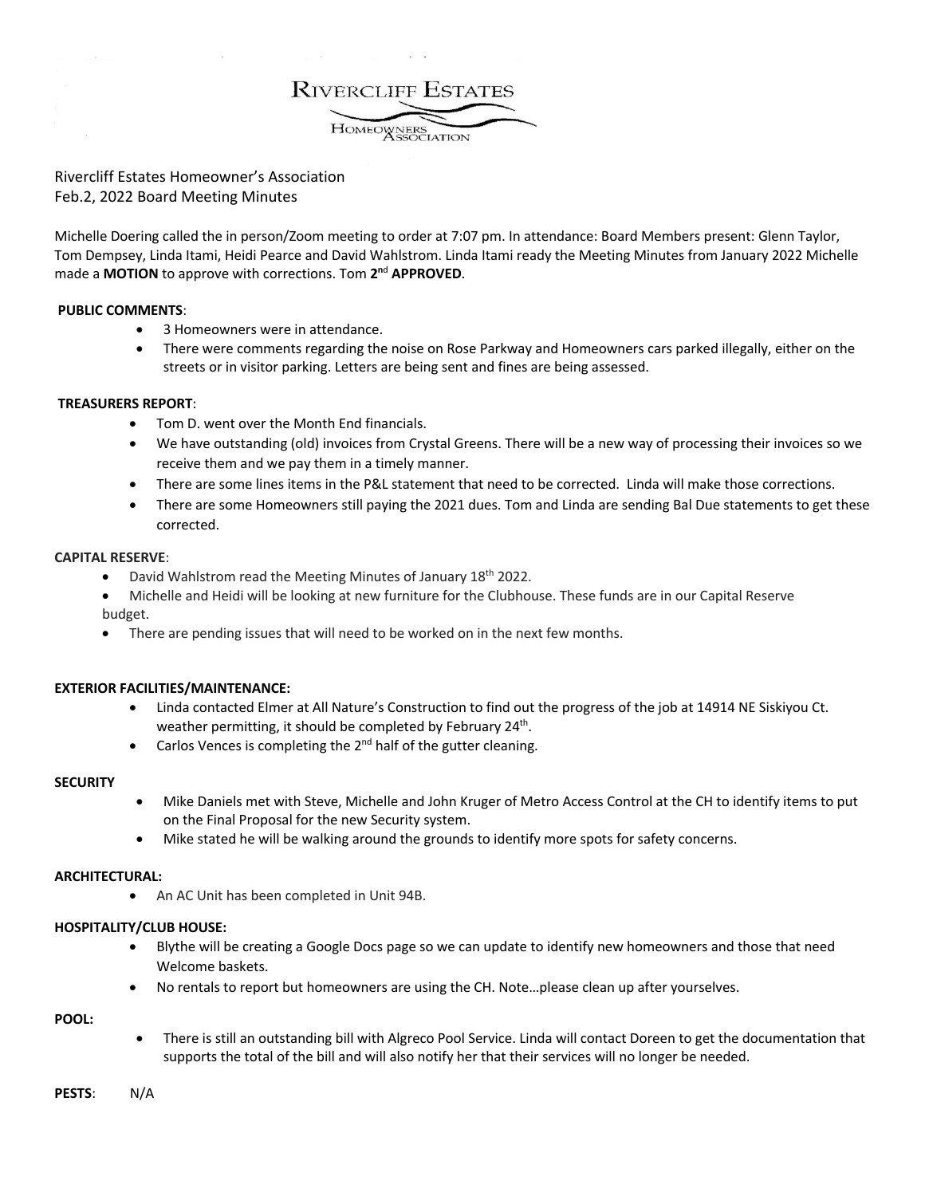RIVERCLIFF ESTATES

HOMEOWNERS ASSOCIATION

Rivercliff Estates Homeowner's Association
Feb.2, 2022 Board Meeting Minutes

Michelle Doering called the in person/Zoom meeting to order at 7:07 pm. In attendance: Board Members present: Glenn Taylor, Tom Dempsey, Linda Itami, Heidi Pearce and David Wahlstrom. Linda Itami ready the Meeting Minutes from January 2022 Michelle made a **MOTION** to approve with corrections. Tom **2nd APPROVED**.

**PUBLIC COMMENTS**:

- 3 Homeowners were in attendance.
- There were comments regarding the noise on Rose Parkway and Homeowners cars parked illegally, either on the streets or in visitor parking. Letters are being sent and fines are being assessed.

**TREASURERS REPORT**:

- Tom D. went over the Month End financials.
- We have outstanding (old) invoices from Crystal Greens. There will be a new way of processing their invoices so we receive them and we pay them in a timely manner.
- There are some lines items in the P&L statement that need to be corrected. Linda will make those corrections.
- There are some Homeowners still paying the 2021 dues. Tom and Linda are sending Bal Due statements to get these corrected.

**CAPITAL RESERVE**:

- David Wahlstrom read the Meeting Minutes of January 18th 2022.
- Michelle and Heidi will be looking at new furniture for the Clubhouse. These funds are in our Capital Reserve budget.
- There are pending issues that will need to be worked on in the next few months.

**EXTERIOR FACILITIES/MAINTENANCE:**

- Linda contacted Elmer at All Nature's Construction to find out the progress of the job at 14914 NE Siskiyou Ct. weather permitting, it should be completed by February 24th.
- Carlos Vences is completing the 2nd half of the gutter cleaning.

**SECURITY**

- Mike Daniels met with Steve, Michelle and John Kruger of Metro Access Control at the CH to identify items to put on the Final Proposal for the new Security system.
- Mike stated he will be walking around the grounds to identify more spots for safety concerns.

**ARCHITECTURAL:**

- An AC Unit has been completed in Unit 94B.

**HOSPITALITY/CLUB HOUSE:**

- Blythe will be creating a Google Docs page so we can update to identify new homeowners and those that need Welcome baskets.
- No rentals to report but homeowners are using the CH. Note…please clean up after yourselves.

**POOL:**

- There is still an outstanding bill with Algreco Pool Service. Linda will contact Doreen to get the documentation that supports the total of the bill and will also notify her that their services will no longer be needed.

**PESTS**: N/A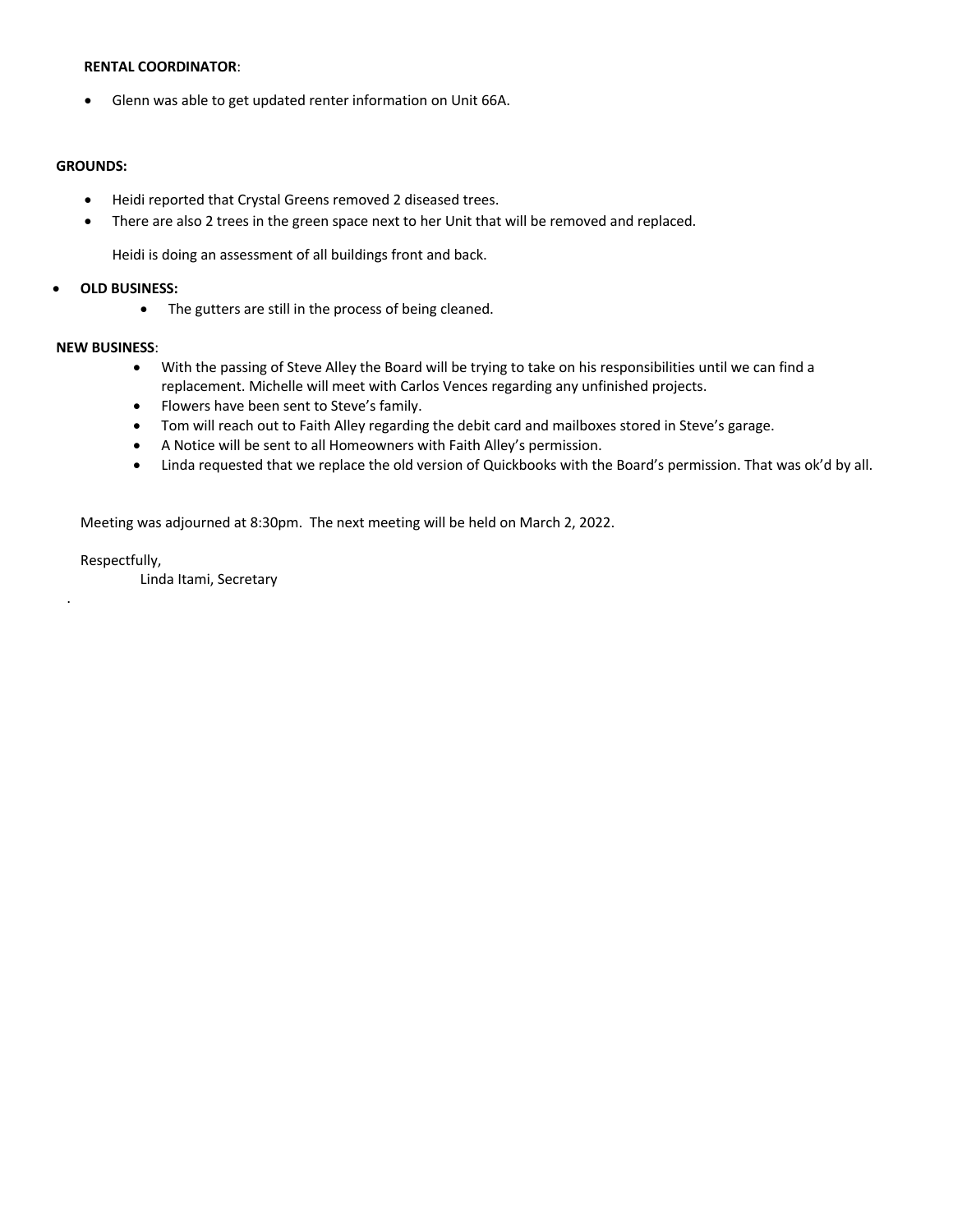**RENTAL COORDINATOR**:

- Glenn was able to get updated renter information on Unit 66A.

**GROUNDS:**

- Heidi reported that Crystal Greens removed 2 diseased trees.
- There are also 2 trees in the green space next to her Unit that will be removed and replaced.

Heidi is doing an assessment of all buildings front and back.

- **OLD BUSINESS:**
  - The gutters are still in the process of being cleaned.

**NEW BUSINESS**:

- With the passing of Steve Alley the Board will be trying to take on his responsibilities until we can find a replacement. Michelle will meet with Carlos Vences regarding any unfinished projects.
- Flowers have been sent to Steve's family.
- Tom will reach out to Faith Alley regarding the debit card and mailboxes stored in Steve's garage.
- A Notice will be sent to all Homeowners with Faith Alley's permission.
- Linda requested that we replace the old version of Quickbooks with the Board's permission. That was ok'd by all.

Meeting was adjourned at 8:30pm. The next meeting will be held on March 2, 2022.

Respectfully,
Linda Itami, Secretary